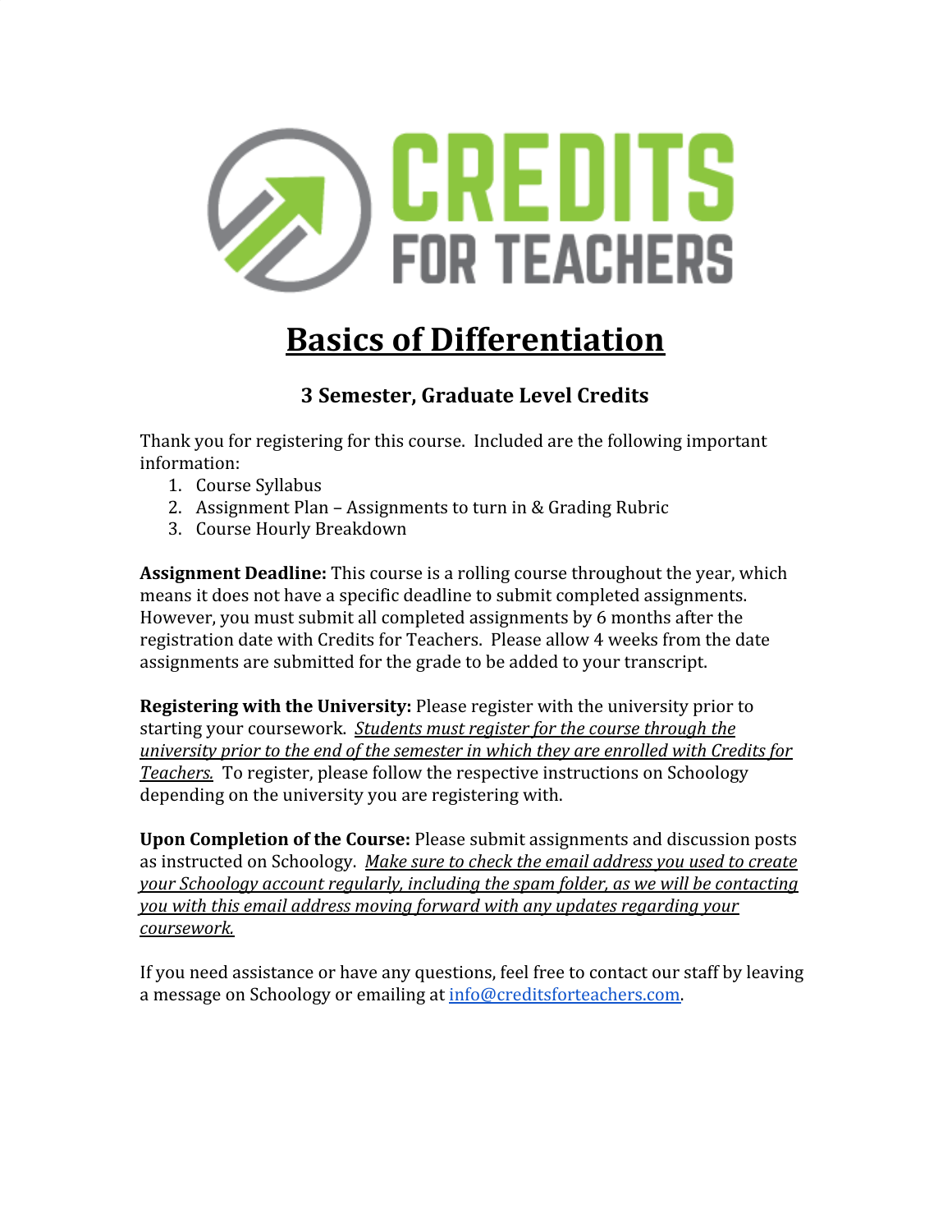# CREDITS FOR TEACHERS

# Basics of Differentiation

### 3 Semester, Graduate Level Credits

Thank you for registering for this course. Included are the following important information:

1. Course Syllabus
2. Assignment Plan – Assignments to turn in & Grading Rubric
3. Course Hourly Breakdown

**Assignment Deadline:** This course is a rolling course throughout the year, which means it does not have a specific deadline to submit completed assignments. However, you must submit all completed assignments by 6 months after the registration date with Credits for Teachers. Please allow 4 weeks from the date assignments are submitted for the grade to be added to your transcript.

**Registering with the University:** Please register with the university prior to starting your coursework. *Students must register for the course through the university prior to the end of the semester in which they are enrolled with Credits for Teachers.* To register, please follow the respective instructions on Schoology depending on the university you are registering with.

**Upon Completion of the Course:** Please submit assignments and discussion posts as instructed on Schoology. *Make sure to check the email address you used to create your Schoology account regularly, including the spam folder, as we will be contacting you with this email address moving forward with any updates regarding your coursework.*

If you need assistance or have any questions, feel free to contact our staff by leaving a message on Schoology or emailing at info@creditsforteachers.com.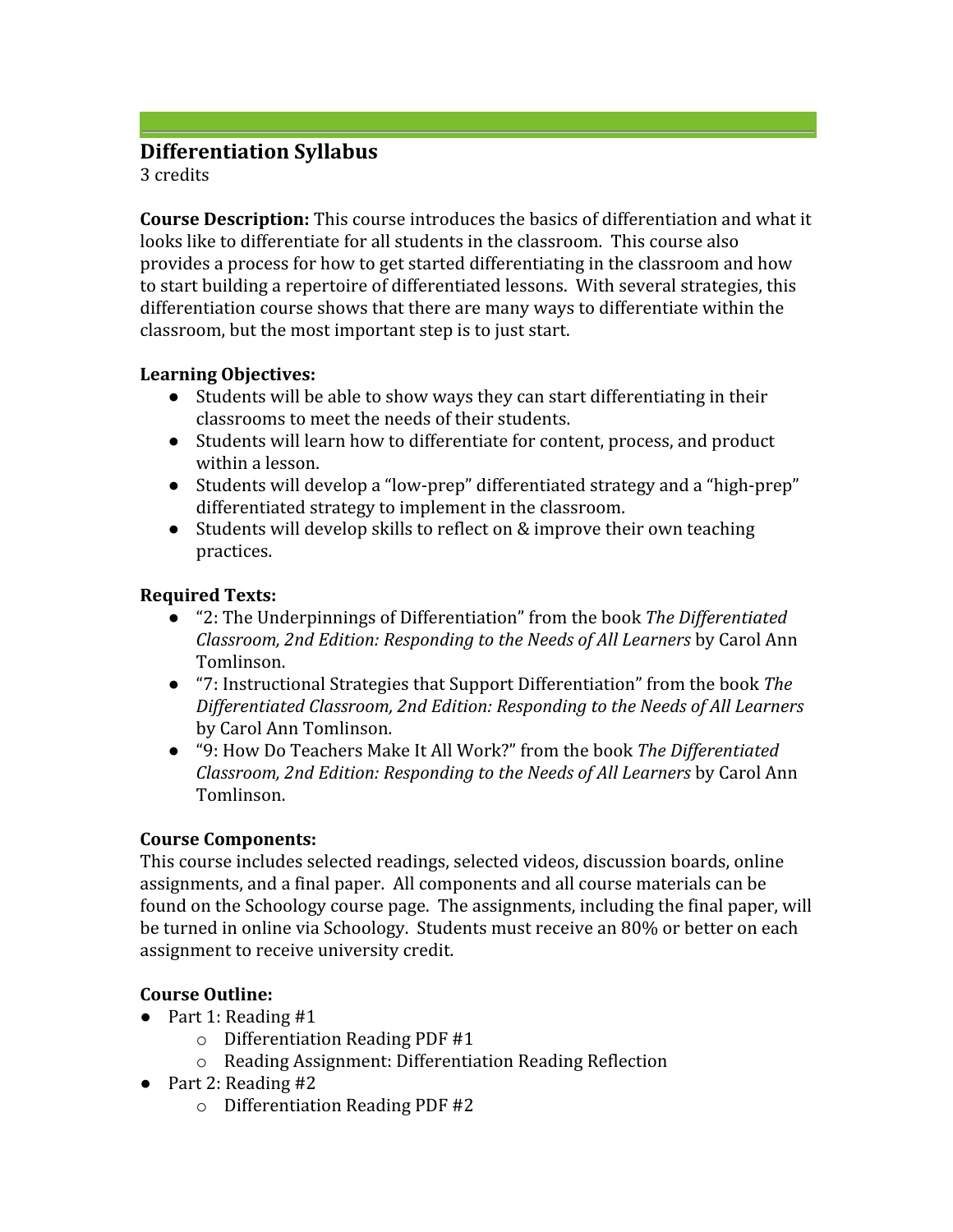## Differentiation Syllabus

3 credits

**Course Description:** This course introduces the basics of differentiation and what it looks like to differentiate for all students in the classroom. This course also provides a process for how to get started differentiating in the classroom and how to start building a repertoire of differentiated lessons. With several strategies, this differentiation course shows that there are many ways to differentiate within the classroom, but the most important step is to just start.

**Learning Objectives:**

- Students will be able to show ways they can start differentiating in their classrooms to meet the needs of their students.
- Students will learn how to differentiate for content, process, and product within a lesson.
- Students will develop a "low-prep" differentiated strategy and a "high-prep" differentiated strategy to implement in the classroom.
- Students will develop skills to reflect on & improve their own teaching practices.

**Required Texts:**

- "2: The Underpinnings of Differentiation" from the book *The Differentiated Classroom, 2nd Edition: Responding to the Needs of All Learners* by Carol Ann Tomlinson.
- "7: Instructional Strategies that Support Differentiation" from the book *The Differentiated Classroom, 2nd Edition: Responding to the Needs of All Learners* by Carol Ann Tomlinson.
- "9: How Do Teachers Make It All Work?" from the book *The Differentiated Classroom, 2nd Edition: Responding to the Needs of All Learners* by Carol Ann Tomlinson.

**Course Components:**

This course includes selected readings, selected videos, discussion boards, online assignments, and a final paper. All components and all course materials can be found on the Schoology course page. The assignments, including the final paper, will be turned in online via Schoology. Students must receive an 80% or better on each assignment to receive university credit.

**Course Outline:**

- Part 1: Reading #1
  - Differentiation Reading PDF #1
  - Reading Assignment: Differentiation Reading Reflection
- Part 2: Reading #2
  - Differentiation Reading PDF #2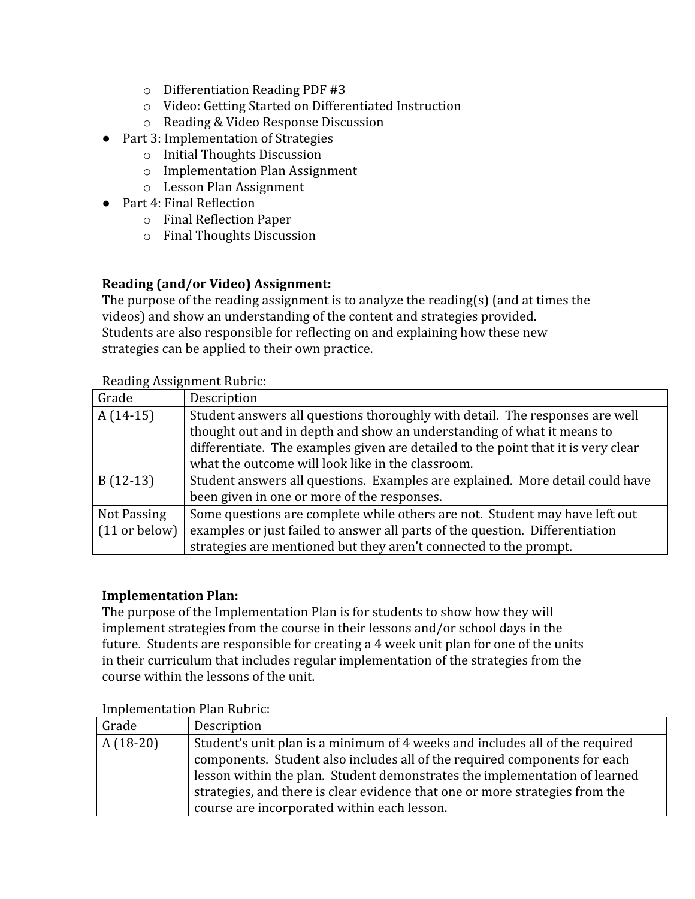- Differentiation Reading PDF #3
  - Video: Getting Started on Differentiated Instruction
  - Reading & Video Response Discussion
- Part 3: Implementation of Strategies
  - Initial Thoughts Discussion
  - Implementation Plan Assignment
  - Lesson Plan Assignment
- Part 4: Final Reflection
  - Final Reflection Paper
  - Final Thoughts Discussion

**Reading (and/or Video) Assignment:**

The purpose of the reading assignment is to analyze the reading(s) (and at times the videos) and show an understanding of the content and strategies provided. Students are also responsible for reflecting on and explaining how these new strategies can be applied to their own practice.

Reading Assignment Rubric:

| Grade | Description |
|---|---|
| A (14-15) | Student answers all questions thoroughly with detail. The responses are well thought out and in depth and show an understanding of what it means to differentiate. The examples given are detailed to the point that it is very clear what the outcome will look like in the classroom. |
| B (12-13) | Student answers all questions. Examples are explained. More detail could have been given in one or more of the responses. |
| Not Passing (11 or below) | Some questions are complete while others are not. Student may have left out examples or just failed to answer all parts of the question. Differentiation strategies are mentioned but they aren't connected to the prompt. |

**Implementation Plan:**

The purpose of the Implementation Plan is for students to show how they will implement strategies from the course in their lessons and/or school days in the future. Students are responsible for creating a 4 week unit plan for one of the units in their curriculum that includes regular implementation of the strategies from the course within the lessons of the unit.

Implementation Plan Rubric:

| Grade | Description |
|---|---|
| A (18-20) | Student's unit plan is a minimum of 4 weeks and includes all of the required components. Student also includes all of the required components for each lesson within the plan. Student demonstrates the implementation of learned strategies, and there is clear evidence that one or more strategies from the course are incorporated within each lesson. |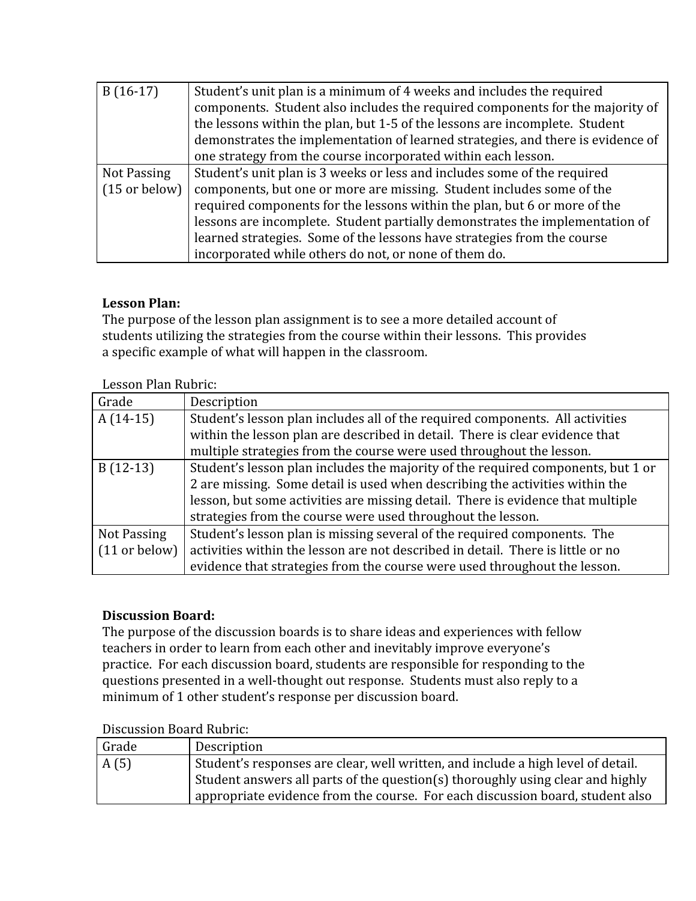| B (16-17) | Student's unit plan is a minimum of 4 weeks and includes the required components. Student also includes the required components for the majority of the lessons within the plan, but 1-5 of the lessons are incomplete. Student demonstrates the implementation of learned strategies, and there is evidence of one strategy from the course incorporated within each lesson. |
|---|---|
| Not Passing (15 or below) | Student's unit plan is 3 weeks or less and includes some of the required components, but one or more are missing. Student includes some of the required components for the lessons within the plan, but 6 or more of the lessons are incomplete. Student partially demonstrates the implementation of learned strategies. Some of the lessons have strategies from the course incorporated while others do not, or none of them do. |

**Lesson Plan:**
The purpose of the lesson plan assignment is to see a more detailed account of students utilizing the strategies from the course within their lessons. This provides a specific example of what will happen in the classroom.

Lesson Plan Rubric:

| Grade | Description |
|---|---|
| A (14-15) | Student's lesson plan includes all of the required components. All activities within the lesson plan are described in detail. There is clear evidence that multiple strategies from the course were used throughout the lesson. |
| B (12-13) | Student's lesson plan includes the majority of the required components, but 1 or 2 are missing. Some detail is used when describing the activities within the lesson, but some activities are missing detail. There is evidence that multiple strategies from the course were used throughout the lesson. |
| Not Passing (11 or below) | Student's lesson plan is missing several of the required components. The activities within the lesson are not described in detail. There is little or no evidence that strategies from the course were used throughout the lesson. |

**Discussion Board:**
The purpose of the discussion boards is to share ideas and experiences with fellow teachers in order to learn from each other and inevitably improve everyone's practice. For each discussion board, students are responsible for responding to the questions presented in a well-thought out response. Students must also reply to a minimum of 1 other student's response per discussion board.

Discussion Board Rubric:

| Grade | Description |
|---|---|
| A (5) | Student's responses are clear, well written, and include a high level of detail. Student answers all parts of the question(s) thoroughly using clear and highly appropriate evidence from the course. For each discussion board, student also |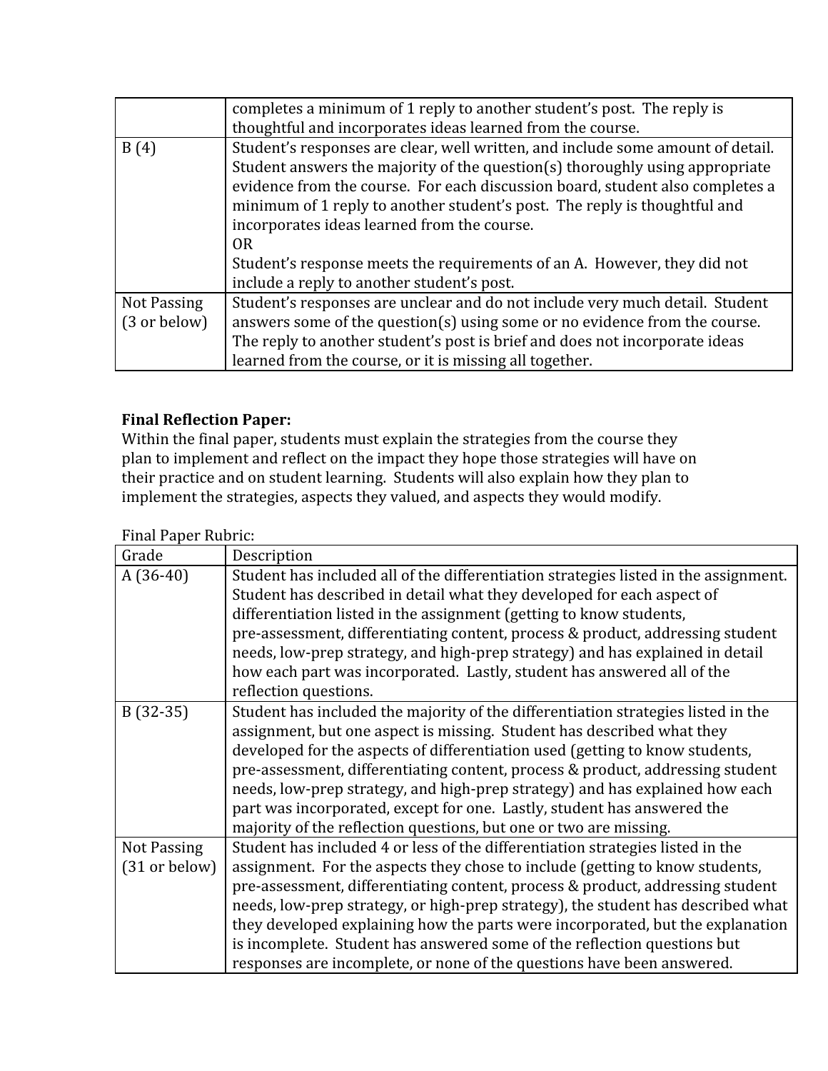| | |
|---|---|
| | completes a minimum of 1 reply to another student's post. The reply is thoughtful and incorporates ideas learned from the course. |
| B (4) | Student's responses are clear, well written, and include some amount of detail. Student answers the majority of the question(s) thoroughly using appropriate evidence from the course. For each discussion board, student also completes a minimum of 1 reply to another student's post. The reply is thoughtful and incorporates ideas learned from the course.<br>OR<br>Student's response meets the requirements of an A. However, they did not include a reply to another student's post. |
| Not Passing (3 or below) | Student's responses are unclear and do not include very much detail. Student answers some of the question(s) using some or no evidence from the course. The reply to another student's post is brief and does not incorporate ideas learned from the course, or it is missing all together. |

**Final Reflection Paper:**
Within the final paper, students must explain the strategies from the course they plan to implement and reflect on the impact they hope those strategies will have on their practice and on student learning. Students will also explain how they plan to implement the strategies, aspects they valued, and aspects they would modify.

Final Paper Rubric:

| Grade | Description |
|---|---|
| A (36-40) | Student has included all of the differentiation strategies listed in the assignment. Student has described in detail what they developed for each aspect of differentiation listed in the assignment (getting to know students, pre-assessment, differentiating content, process & product, addressing student needs, low-prep strategy, and high-prep strategy) and has explained in detail how each part was incorporated. Lastly, student has answered all of the reflection questions. |
| B (32-35) | Student has included the majority of the differentiation strategies listed in the assignment, but one aspect is missing. Student has described what they developed for the aspects of differentiation used (getting to know students, pre-assessment, differentiating content, process & product, addressing student needs, low-prep strategy, and high-prep strategy) and has explained how each part was incorporated, except for one. Lastly, student has answered the majority of the reflection questions, but one or two are missing. |
| Not Passing (31 or below) | Student has included 4 or less of the differentiation strategies listed in the assignment. For the aspects they chose to include (getting to know students, pre-assessment, differentiating content, process & product, addressing student needs, low-prep strategy, or high-prep strategy), the student has described what they developed explaining how the parts were incorporated, but the explanation is incomplete. Student has answered some of the reflection questions but responses are incomplete, or none of the questions have been answered. |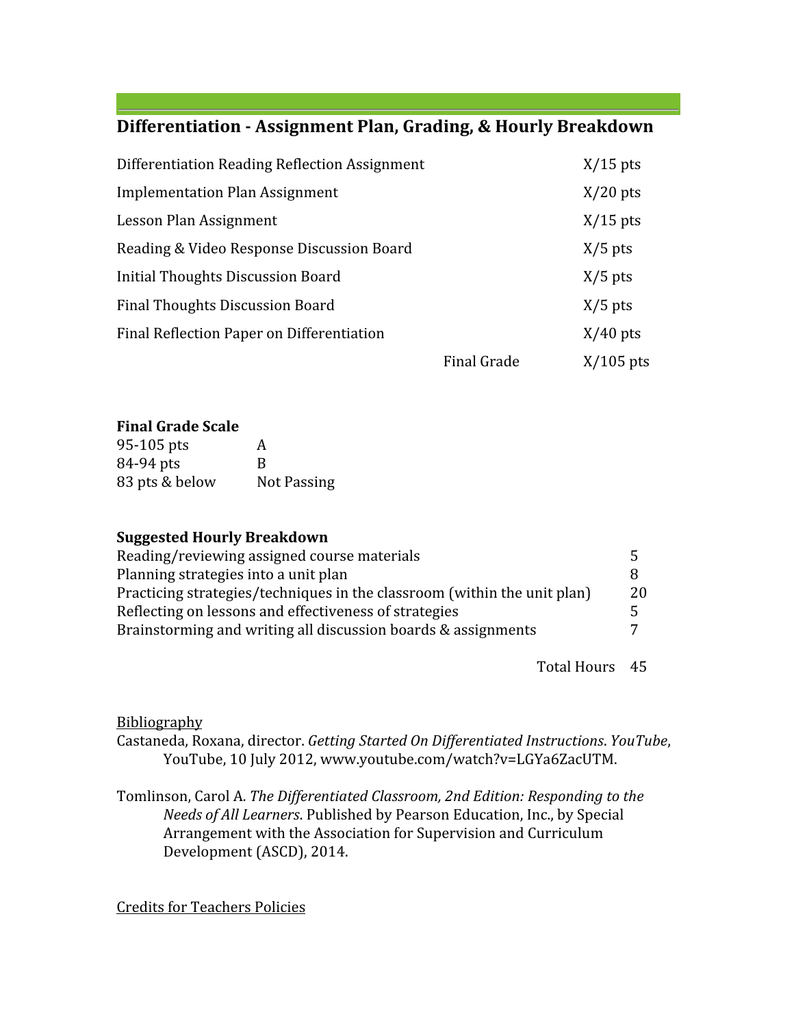## Differentiation - Assignment Plan, Grading, & Hourly Breakdown

| | | |
|---|---|---|
| Differentiation Reading Reflection Assignment | | X/15 pts |
| Implementation Plan Assignment | | X/20 pts |
| Lesson Plan Assignment | | X/15 pts |
| Reading & Video Response Discussion Board | | X/5 pts |
| Initial Thoughts Discussion Board | | X/5 pts |
| Final Thoughts Discussion Board | | X/5 pts |
| Final Reflection Paper on Differentiation | | X/40 pts |
| | Final Grade | X/105 pts |

**Final Grade Scale**

| | |
|---|---|
| 95-105 pts | A |
| 84-94 pts | B |
| 83 pts & below | Not Passing |

**Suggested Hourly Breakdown**

| | |
|---|---|
| Reading/reviewing assigned course materials | 5 |
| Planning strategies into a unit plan | 8 |
| Practicing strategies/techniques in the classroom (within the unit plan) | 20 |
| Reflecting on lessons and effectiveness of strategies | 5 |
| Brainstorming and writing all discussion boards & assignments | 7 |
| Total Hours | 45 |

Bibliography

Castaneda, Roxana, director. *Getting Started On Differentiated Instructions*. *YouTube*, YouTube, 10 July 2012, www.youtube.com/watch?v=LGYa6ZacUTM.

Tomlinson, Carol A. *The Differentiated Classroom, 2nd Edition: Responding to the Needs of All Learners*. Published by Pearson Education, Inc., by Special Arrangement with the Association for Supervision and Curriculum Development (ASCD), 2014.

Credits for Teachers Policies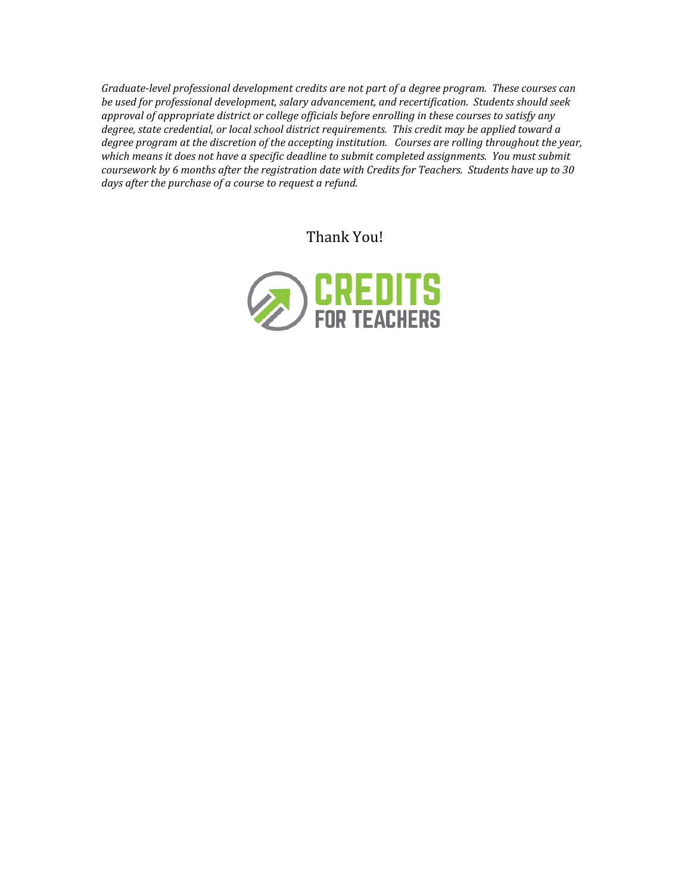*Graduate-level professional development credits are not part of a degree program. These courses can be used for professional development, salary advancement, and recertification. Students should seek approval of appropriate district or college officials before enrolling in these courses to satisfy any degree, state credential, or local school district requirements. This credit may be applied toward a degree program at the discretion of the accepting institution. Courses are rolling throughout the year, which means it does not have a specific deadline to submit completed assignments. You must submit coursework by 6 months after the registration date with Credits for Teachers. Students have up to 30 days after the purchase of a course to request a refund.*

Thank You!

CREDITS FOR TEACHERS